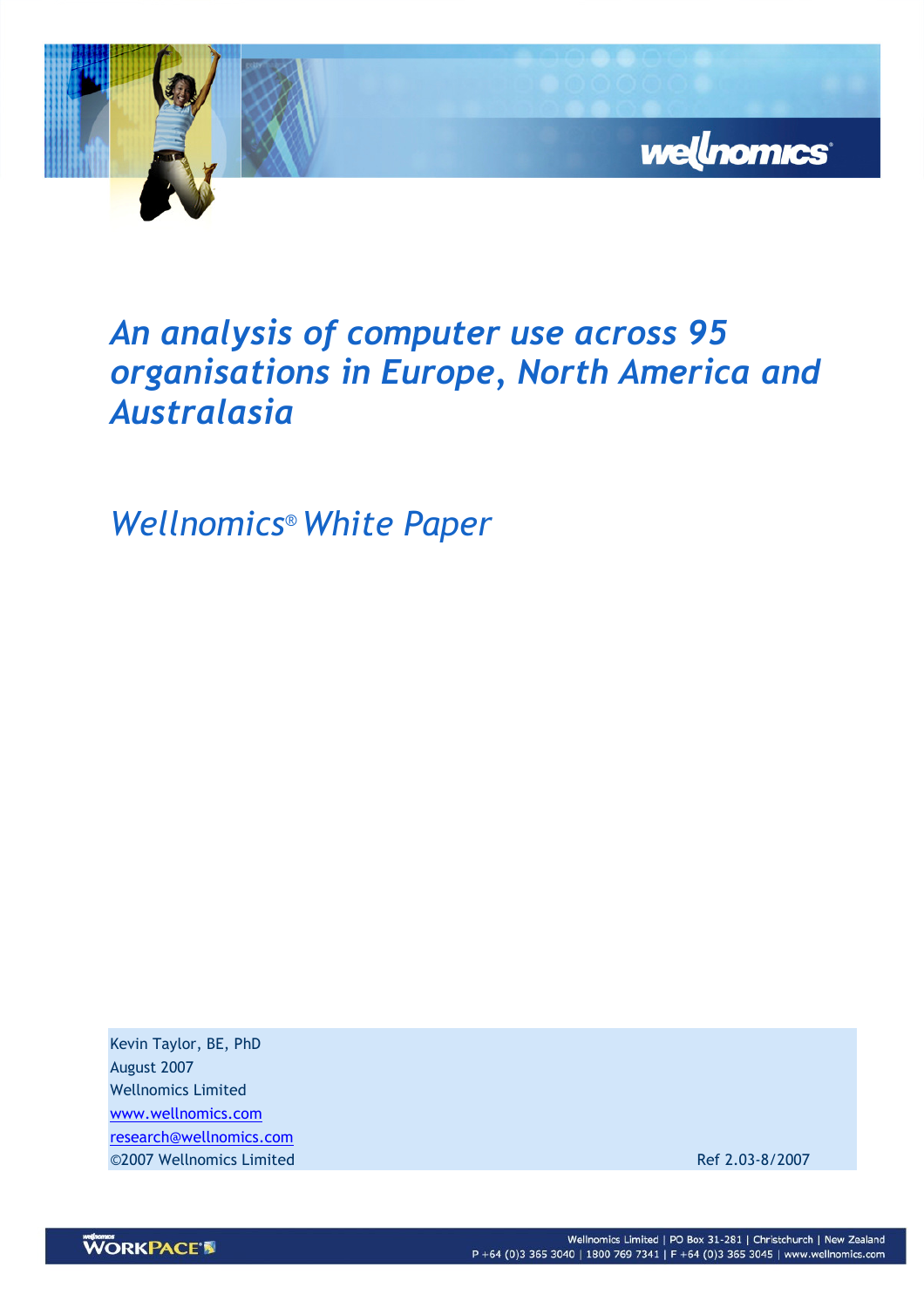# An analysis of computer use across 95 organisations in Europe, North America and Australasia

## Wellnomics® White Paper

Kevin Taylor, BE, PhD
August 2007
Wellnomics Limited
www.wellnomics.com
research@wellnomics.com
©2007 Wellnomics Limited

Ref 2.03-8/2007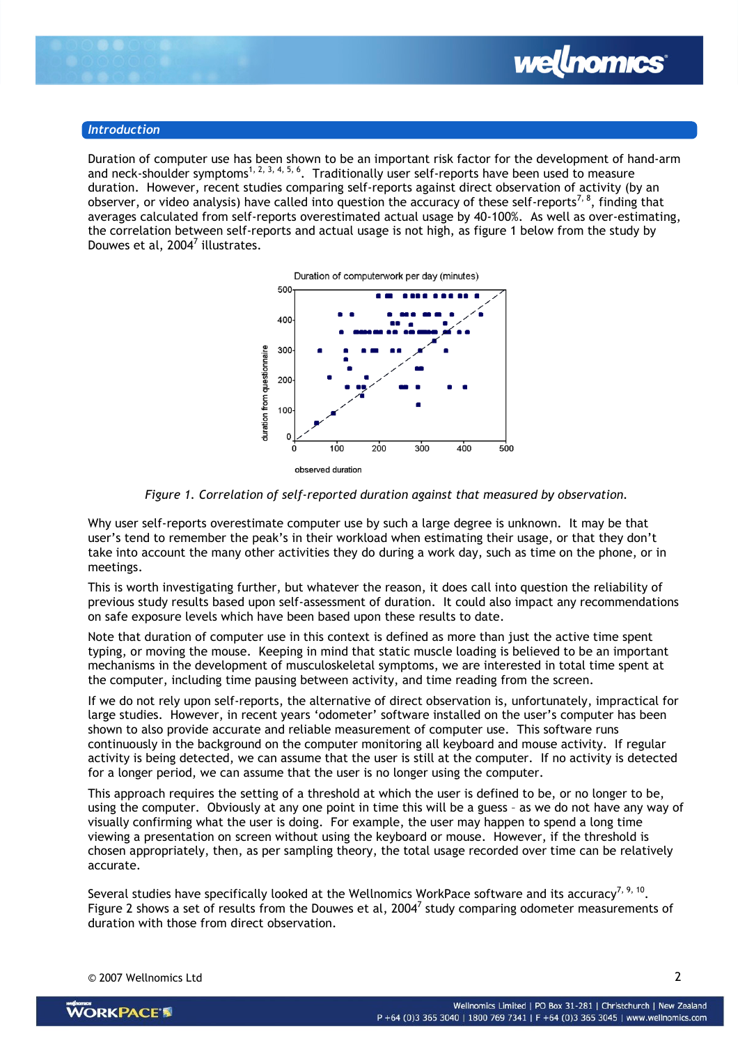## Introduction

Duration of computer use has been shown to be an important risk factor for the development of hand-arm and neck-shoulder symptoms[1, 2, 3, 4, 5, 6]. Traditionally user self-reports have been used to measure duration. However, recent studies comparing self-reports against direct observation of activity (by an observer, or video analysis) have called into question the accuracy of these self-reports[7, 8], finding that averages calculated from self-reports overestimated actual usage by 40-100%. As well as over-estimating, the correlation between self-reports and actual usage is not high, as figure 1 below from the study by Douwes et al, 2004[7] illustrates.

Duration of computerwork per day (minutes)

500
400
300
200
100
0

duration from questionnaire

0
100
200
300
400
500

observed duration

*Figure 1. Correlation of self-reported duration against that measured by observation.*

Why user self-reports overestimate computer use by such a large degree is unknown. It may be that user's tend to remember the peak's in their workload when estimating their usage, or that they don't take into account the many other activities they do during a work day, such as time on the phone, or in meetings.

This is worth investigating further, but whatever the reason, it does call into question the reliability of previous study results based upon self-assessment of duration. It could also impact any recommendations on safe exposure levels which have been based upon these results to date.

Note that duration of computer use in this context is defined as more than just the active time spent typing, or moving the mouse. Keeping in mind that static muscle loading is believed to be an important mechanisms in the development of musculoskeletal symptoms, we are interested in total time spent at the computer, including time pausing between activity, and time reading from the screen.

If we do not rely upon self-reports, the alternative of direct observation is, unfortunately, impractical for large studies. However, in recent years 'odometer' software installed on the user's computer has been shown to also provide accurate and reliable measurement of computer use. This software runs continuously in the background on the computer monitoring all keyboard and mouse activity. If regular activity is being detected, we can assume that the user is still at the computer. If no activity is detected for a longer period, we can assume that the user is no longer using the computer.

This approach requires the setting of a threshold at which the user is defined to be, or no longer to be, using the computer. Obviously at any one point in time this will be a guess – as we do not have any way of visually confirming what the user is doing. For example, the user may happen to spend a long time viewing a presentation on screen without using the keyboard or mouse. However, if the threshold is chosen appropriately, then, as per sampling theory, the total usage recorded over time can be relatively accurate.

Several studies have specifically looked at the Wellnomics WorkPace software and its accuracy[7, 9, 10]. Figure 2 shows a set of results from the Douwes et al, 2004[7] study comparing odometer measurements of duration with those from direct observation.

© 2007 Wellnomics Ltd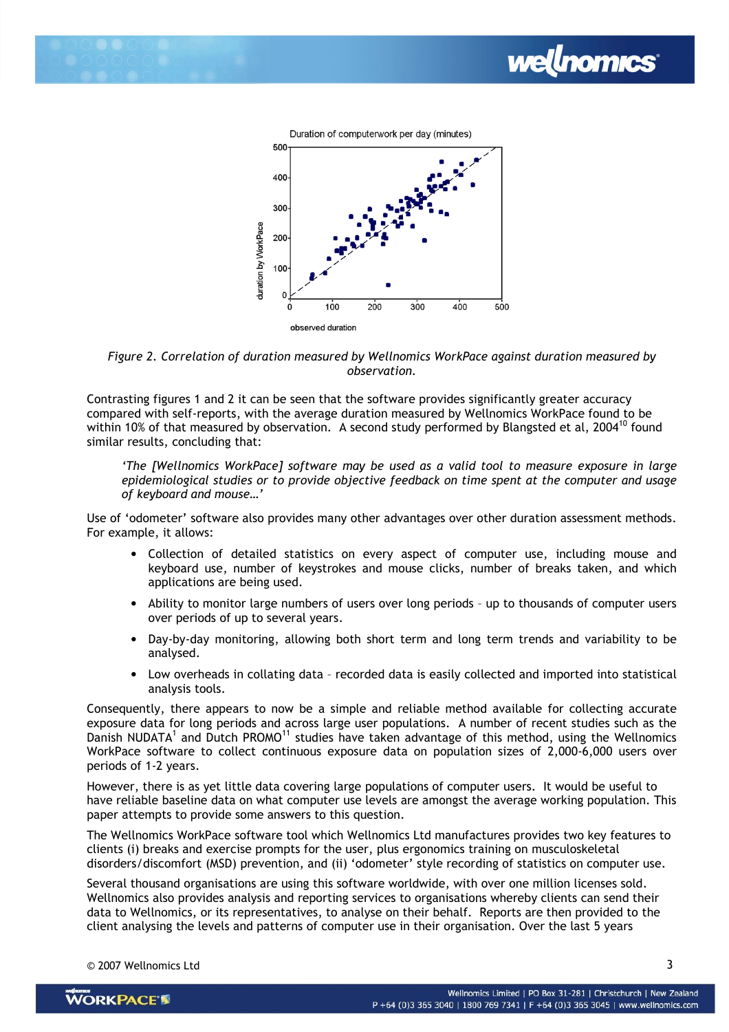Duration of computerwork per day (minutes)

500
400
300
200
100
0

duration by WorkPace

0
100
200
300
400
500

observed duration

*Figure 2. Correlation of duration measured by Wellnomics WorkPace against duration measured by observation.*

Contrasting figures 1 and 2 it can be seen that the software provides significantly greater accuracy compared with self-reports, with the average duration measured by Wellnomics WorkPace found to be within 10% of that measured by observation. A second study performed by Blangsted et al, 2004[10] found similar results, concluding that:

> *'The [Wellnomics WorkPace] software may be used as a valid tool to measure exposure in large epidemiological studies or to provide objective feedback on time spent at the computer and usage of keyboard and mouse…'*

Use of 'odometer' software also provides many other advantages over other duration assessment methods. For example, it allows:

- Collection of detailed statistics on every aspect of computer use, including mouse and keyboard use, number of keystrokes and mouse clicks, number of breaks taken, and which applications are being used.
- Ability to monitor large numbers of users over long periods – up to thousands of computer users over periods of up to several years.
- Day-by-day monitoring, allowing both short term and long term trends and variability to be analysed.
- Low overheads in collating data – recorded data is easily collected and imported into statistical analysis tools.

Consequently, there appears to now be a simple and reliable method available for collecting accurate exposure data for long periods and across large user populations. A number of recent studies such as the Danish NUDATA[1] and Dutch PROMO[11] studies have taken advantage of this method, using the Wellnomics WorkPace software to collect continuous exposure data on population sizes of 2,000-6,000 users over periods of 1-2 years.

However, there is as yet little data covering large populations of computer users. It would be useful to have reliable baseline data on what computer use levels are amongst the average working population. This paper attempts to provide some answers to this question.

The Wellnomics WorkPace software tool which Wellnomics Ltd manufactures provides two key features to clients (i) breaks and exercise prompts for the user, plus ergonomics training on musculoskeletal disorders/discomfort (MSD) prevention, and (ii) 'odometer' style recording of statistics on computer use.

Several thousand organisations are using this software worldwide, with over one million licenses sold. Wellnomics also provides analysis and reporting services to organisations whereby clients can send their data to Wellnomics, or its representatives, to analyse on their behalf. Reports are then provided to the client analysing the levels and patterns of computer use in their organisation. Over the last 5 years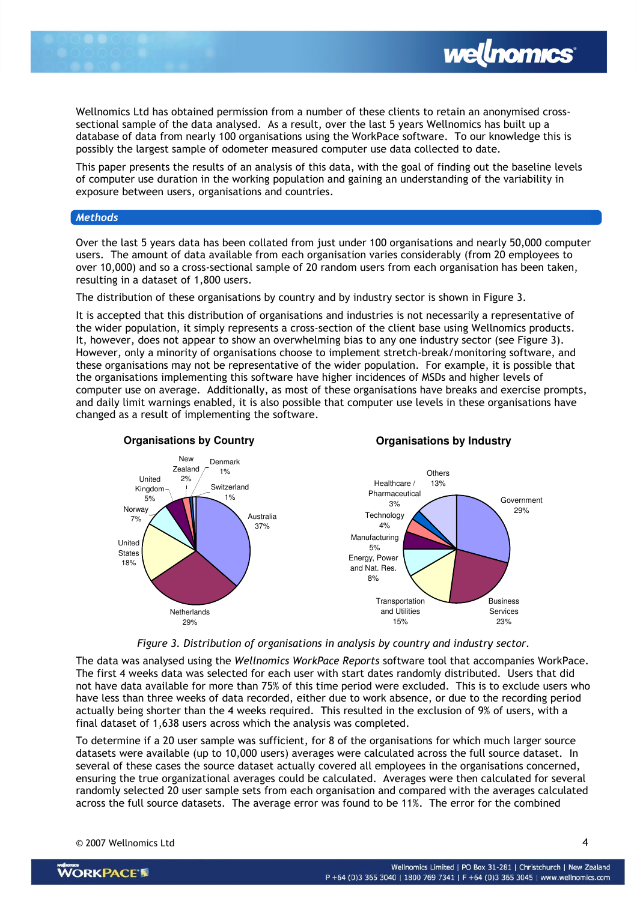Wellnomics Ltd has obtained permission from a number of these clients to retain an anonymised cross-sectional sample of the data analysed. As a result, over the last 5 years Wellnomics has built up a database of data from nearly 100 organisations using the WorkPace software. To our knowledge this is possibly the largest sample of odometer measured computer use data collected to date.

This paper presents the results of an analysis of this data, with the goal of finding out the baseline levels of computer use duration in the working population and gaining an understanding of the variability in exposure between users, organisations and countries.

## Methods

Over the last 5 years data has been collated from just under 100 organisations and nearly 50,000 computer users. The amount of data available from each organisation varies considerably (from 20 employees to over 10,000) and so a cross-sectional sample of 20 random users from each organisation has been taken, resulting in a dataset of 1,800 users.

The distribution of these organisations by country and by industry sector is shown in Figure 3.

It is accepted that this distribution of organisations and industries is not necessarily a representative of the wider population, it simply represents a cross-section of the client base using Wellnomics products. It, however, does not appear to show an overwhelming bias to any one industry sector (see Figure 3). However, only a minority of organisations choose to implement stretch-break/monitoring software, and these organisations may not be representative of the wider population. For example, it is possible that the organisations implementing this software have higher incidences of MSDs and higher levels of computer use on average. Additionally, as most of these organisations have breaks and exercise prompts, and daily limit warnings enabled, it is also possible that computer use levels in these organisations have changed as a result of implementing the software.

**Organisations by Country**

Australia 37%
Netherlands 29%
United States 18%
Norway 7%
United Kingdom 5%
New Zealand 2%
Denmark 1%
Switzerland 1%

**Organisations by Industry**

Government 29%
Business Services 23%
Transportation and Utilities 15%
Energy, Power and Nat. Res. 8%
Manufacturing 5%
Technology 4%
Healthcare / Pharmaceutical 3%
Others 13%

*Figure 3. Distribution of organisations in analysis by country and industry sector.*

The data was analysed using the *Wellnomics WorkPace Reports* software tool that accompanies WorkPace. The first 4 weeks data was selected for each user with start dates randomly distributed. Users that did not have data available for more than 75% of this time period were excluded. This is to exclude users who have less than three weeks of data recorded, either due to work absence, or due to the recording period actually being shorter than the 4 weeks required. This resulted in the exclusion of 9% of users, with a final dataset of 1,638 users across which the analysis was completed.

To determine if a 20 user sample was sufficient, for 8 of the organisations for which much larger source datasets were available (up to 10,000 users) averages were calculated across the full source dataset. In several of these cases the source dataset actually covered all employees in the organisations concerned, ensuring the true organizational averages could be calculated. Averages were then calculated for several randomly selected 20 user sample sets from each organisation and compared with the averages calculated across the full source datasets. The average error was found to be 11%. The error for the combined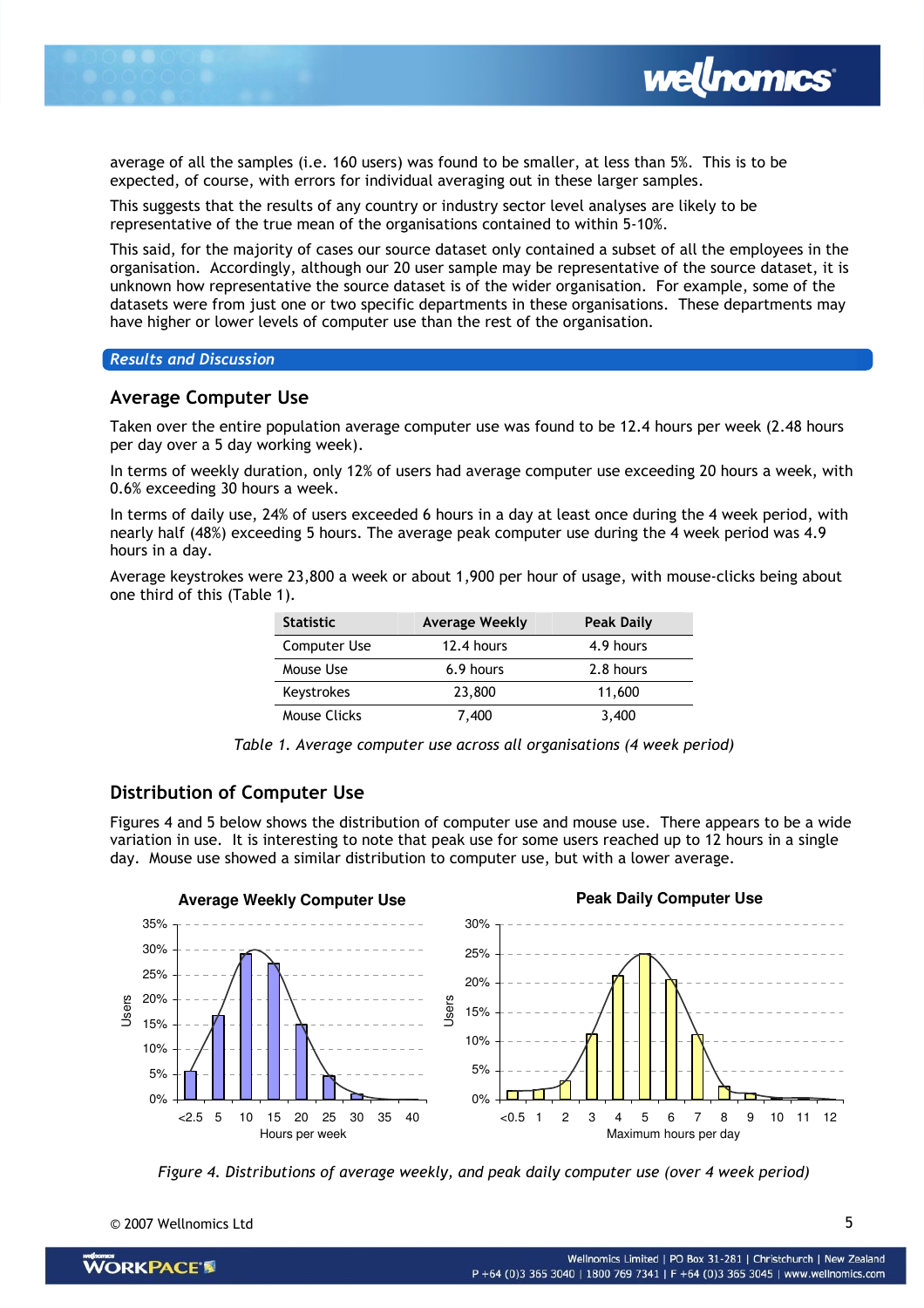average of all the samples (i.e. 160 users) was found to be smaller, at less than 5%. This is to be expected, of course, with errors for individual averaging out in these larger samples.

This suggests that the results of any country or industry sector level analyses are likely to be representative of the true mean of the organisations contained to within 5-10%.

This said, for the majority of cases our source dataset only contained a subset of all the employees in the organisation. Accordingly, although our 20 user sample may be representative of the source dataset, it is unknown how representative the source dataset is of the wider organisation. For example, some of the datasets were from just one or two specific departments in these organisations. These departments may have higher or lower levels of computer use than the rest of the organisation.

## Results and Discussion

### Average Computer Use

Taken over the entire population average computer use was found to be 12.4 hours per week (2.48 hours per day over a 5 day working week).

In terms of weekly duration, only 12% of users had average computer use exceeding 20 hours a week, with 0.6% exceeding 30 hours a week.

In terms of daily use, 24% of users exceeded 6 hours in a day at least once during the 4 week period, with nearly half (48%) exceeding 5 hours. The average peak computer use during the 4 week period was 4.9 hours in a day.

Average keystrokes were 23,800 a week or about 1,900 per hour of usage, with mouse-clicks being about one third of this (Table 1).

| Statistic | Average Weekly | Peak Daily |
|---|---|---|
| Computer Use | 12.4 hours | 4.9 hours |
| Mouse Use | 6.9 hours | 2.8 hours |
| Keystrokes | 23,800 | 11,600 |
| Mouse Clicks | 7,400 | 3,400 |

*Table 1. Average computer use across all organisations (4 week period)*

### Distribution of Computer Use

Figures 4 and 5 below shows the distribution of computer use and mouse use. There appears to be a wide variation in use. It is interesting to note that peak use for some users reached up to 12 hours in a single day. Mouse use showed a similar distribution to computer use, but with a lower average.

Average Weekly Computer Use

Users: 0% 5% 10% 15% 20% 25% 30% 35%

<2.5 5 10 15 20 25 30 35 40

Hours per week

Peak Daily Computer Use

Users: 0% 5% 10% 15% 20% 25% 30%

<0.5 1 2 3 4 5 6 7 8 9 10 11 12

Maximum hours per day

*Figure 4. Distributions of average weekly, and peak daily computer use (over 4 week period)*

© 2007 Wellnomics Ltd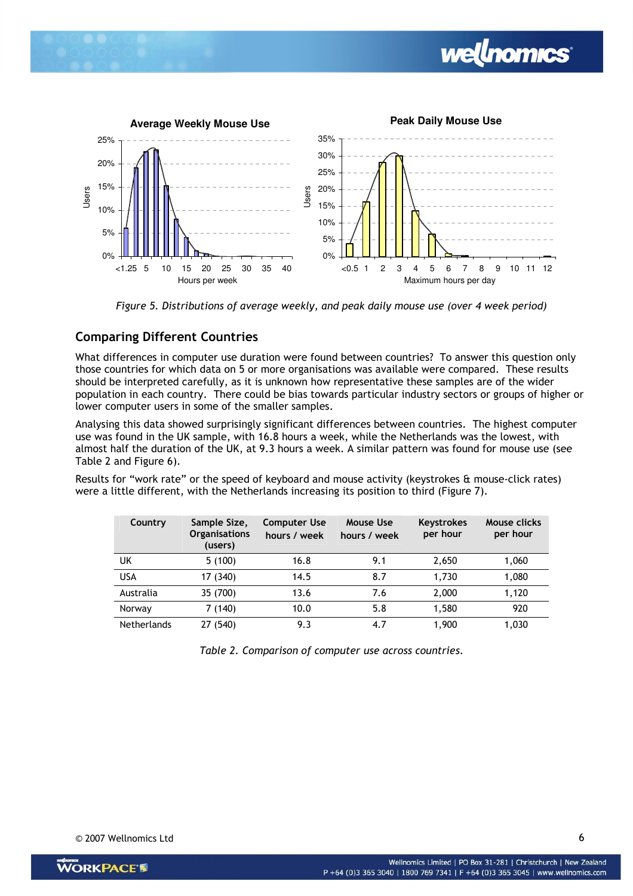Average Weekly Mouse Use

25%
20%
15%
10%
5%
0%

Users

<1.25 5 10 15 20 25 30 35 40

Hours per week

Peak Daily Mouse Use

35%
30%
25%
20%
15%
10%
5%
0%

Users

<0.5 1 2 3 4 5 6 7 8 9 10 11 12

Maximum hours per day

*Figure 5. Distributions of average weekly, and peak daily mouse use (over 4 week period)*

## Comparing Different Countries

What differences in computer use duration were found between countries? To answer this question only those countries for which data on 5 or more organisations was available were compared. These results should be interpreted carefully, as it is unknown how representative these samples are of the wider population in each country. There could be bias towards particular industry sectors or groups of higher or lower computer users in some of the smaller samples.

Analysing this data showed surprisingly significant differences between countries. The highest computer use was found in the UK sample, with 16.8 hours a week, while the Netherlands was the lowest, with almost half the duration of the UK, at 9.3 hours a week. A similar pattern was found for mouse use (see Table 2 and Figure 6).

Results for "work rate" or the speed of keyboard and mouse activity (keystrokes & mouse-click rates) were a little different, with the Netherlands increasing its position to third (Figure 7).

| Country | Sample Size, Organisations (users) | Computer Use hours / week | Mouse Use hours / week | Keystrokes per hour | Mouse clicks per hour |
|---|---|---|---|---|---|
| UK | 5 (100) | 16.8 | 9.1 | 2,650 | 1,060 |
| USA | 17 (340) | 14.5 | 8.7 | 1,730 | 1,080 |
| Australia | 35 (700) | 13.6 | 7.6 | 2,000 | 1,120 |
| Norway | 7 (140) | 10.0 | 5.8 | 1,580 | 920 |
| Netherlands | 27 (540) | 9.3 | 4.7 | 1,900 | 1,030 |

*Table 2. Comparison of computer use across countries.*

© 2007 Wellnomics Ltd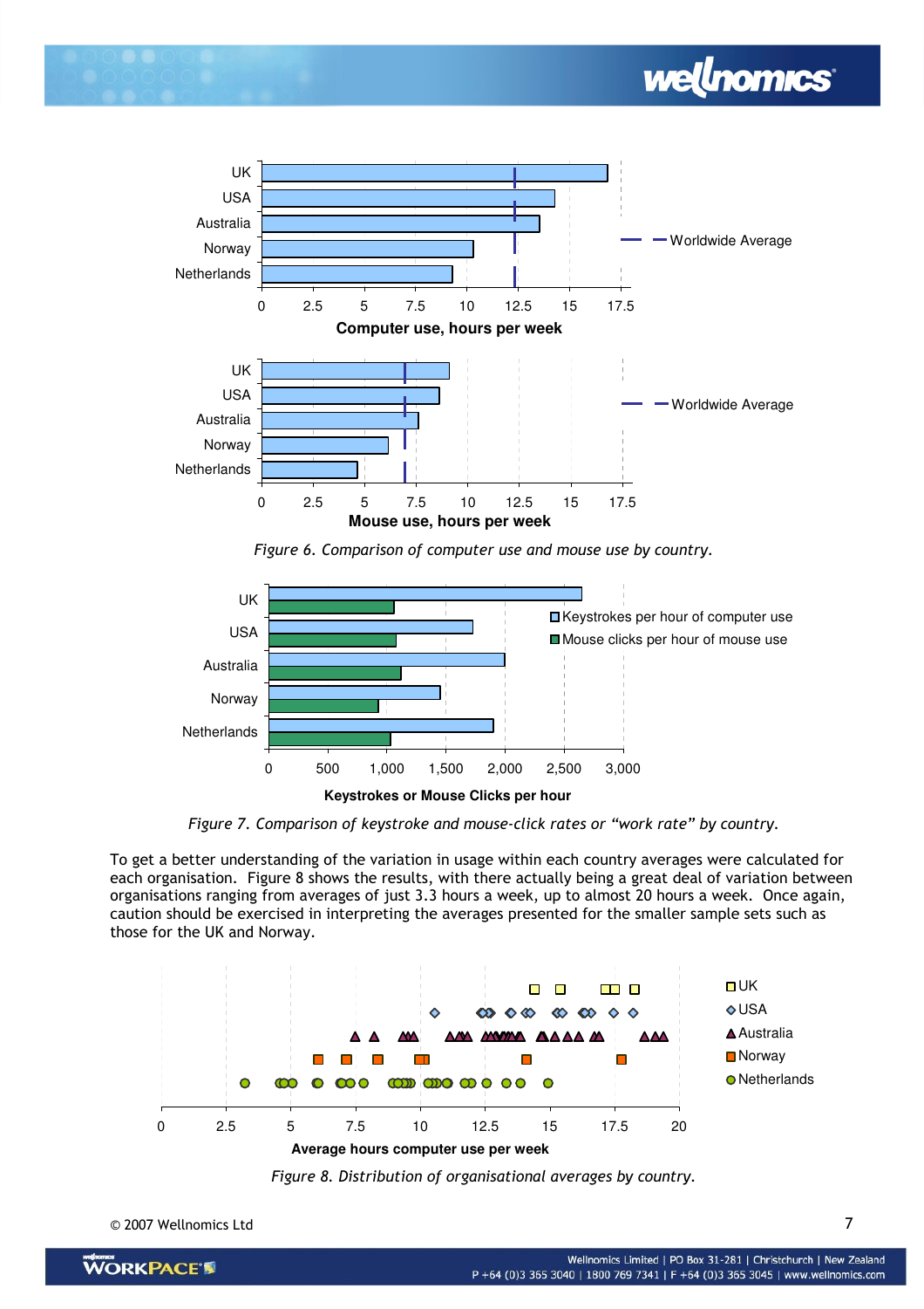UK
USA
Australia
Norway
Netherlands

Worldwide Average

0 2.5 5 7.5 10 12.5 15 17.5

**Computer use, hours per week**

UK
USA
Australia
Norway
Netherlands

Worldwide Average

0 2.5 5 7.5 10 12.5 15 17.5

**Mouse use, hours per week**

*Figure 6. Comparison of computer use and mouse use by country.*

UK
USA
Australia
Norway
Netherlands

Keystrokes per hour of computer use
Mouse clicks per hour of mouse use

0 500 1,000 1,500 2,000 2,500 3,000

**Keystrokes or Mouse Clicks per hour**

*Figure 7. Comparison of keystroke and mouse-click rates or "work rate" by country.*

To get a better understanding of the variation in usage within each country averages were calculated for each organisation. Figure 8 shows the results, with there actually being a great deal of variation between organisations ranging from averages of just 3.3 hours a week, up to almost 20 hours a week. Once again, caution should be exercised in interpreting the averages presented for the smaller sample sets such as those for the UK and Norway.

UK
USA
Australia
Norway
Netherlands

0 2.5 5 7.5 10 12.5 15 17.5 20

**Average hours computer use per week**

*Figure 8. Distribution of organisational averages by country.*

© 2007 Wellnomics Ltd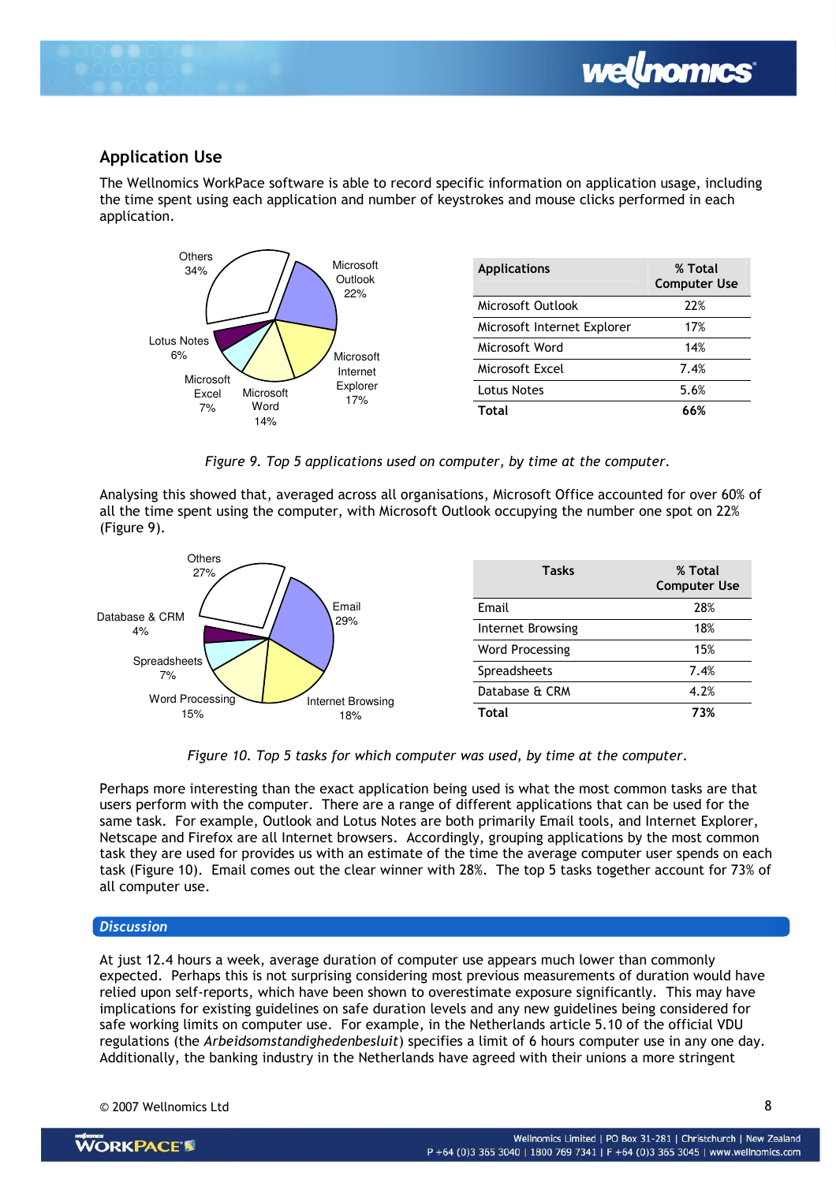## Application Use

The Wellnomics WorkPace software is able to record specific information on application usage, including the time spent using each application and number of keystrokes and mouse clicks performed in each application.

Others
34%
Microsoft
Outlook
22%
Microsoft
Internet
Explorer
17%
Microsoft
Word
14%
Microsoft
Excel
7%
Lotus Notes
6%

| Applications | % Total Computer Use |
|---|---|
| Microsoft Outlook | 22% |
| Microsoft Internet Explorer | 17% |
| Microsoft Word | 14% |
| Microsoft Excel | 7.4% |
| Lotus Notes | 5.6% |
| **Total** | **66%** |

*Figure 9. Top 5 applications used on computer, by time at the computer.*

Analysing this showed that, averaged across all organisations, Microsoft Office accounted for over 60% of all the time spent using the computer, with Microsoft Outlook occupying the number one spot on 22% (Figure 9).

Others
27%
Email
29%
Internet Browsing
18%
Word Processing
15%
Spreadsheets
7%
Database & CRM
4%

| Tasks | % Total Computer Use |
|---|---|
| Email | 28% |
| Internet Browsing | 18% |
| Word Processing | 15% |
| Spreadsheets | 7.4% |
| Database & CRM | 4.2% |
| **Total** | **73%** |

*Figure 10. Top 5 tasks for which computer was used, by time at the computer.*

Perhaps more interesting than the exact application being used is what the most common tasks are that users perform with the computer. There are a range of different applications that can be used for the same task. For example, Outlook and Lotus Notes are both primarily Email tools, and Internet Explorer, Netscape and Firefox are all Internet browsers. Accordingly, grouping applications by the most common task they are used for provides us with an estimate of the time the average computer user spends on each task (Figure 10). Email comes out the clear winner with 28%. The top 5 tasks together account for 73% of all computer use.

## *Discussion*

At just 12.4 hours a week, average duration of computer use appears much lower than commonly expected. Perhaps this is not surprising considering most previous measurements of duration would have relied upon self-reports, which have been shown to overestimate exposure significantly. This may have implications for existing guidelines on safe duration levels and any new guidelines being considered for safe working limits on computer use. For example, in the Netherlands article 5.10 of the official VDU regulations (the *Arbeidsomstandighedenbesluit*) specifies a limit of 6 hours computer use in any one day. Additionally, the banking industry in the Netherlands have agreed with their unions a more stringent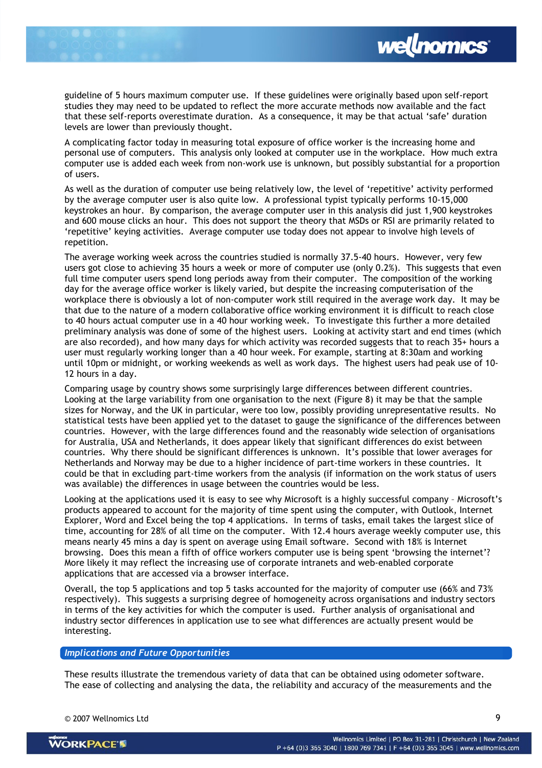guideline of 5 hours maximum computer use. If these guidelines were originally based upon self-report studies they may need to be updated to reflect the more accurate methods now available and the fact that these self-reports overestimate duration. As a consequence, it may be that actual 'safe' duration levels are lower than previously thought.

A complicating factor today in measuring total exposure of office worker is the increasing home and personal use of computers. This analysis only looked at computer use in the workplace. How much extra computer use is added each week from non-work use is unknown, but possibly substantial for a proportion of users.

As well as the duration of computer use being relatively low, the level of 'repetitive' activity performed by the average computer user is also quite low. A professional typist typically performs 10-15,000 keystrokes an hour. By comparison, the average computer user in this analysis did just 1,900 keystrokes and 600 mouse clicks an hour. This does not support the theory that MSDs or RSI are primarily related to 'repetitive' keying activities. Average computer use today does not appear to involve high levels of repetition.

The average working week across the countries studied is normally 37.5-40 hours. However, very few users got close to achieving 35 hours a week or more of computer use (only 0.2%). This suggests that even full time computer users spend long periods away from their computer. The composition of the working day for the average office worker is likely varied, but despite the increasing computerisation of the workplace there is obviously a lot of non-computer work still required in the average work day. It may be that due to the nature of a modern collaborative office working environment it is difficult to reach close to 40 hours actual computer use in a 40 hour working week. To investigate this further a more detailed preliminary analysis was done of some of the highest users. Looking at activity start and end times (which are also recorded), and how many days for which activity was recorded suggests that to reach 35+ hours a user must regularly working longer than a 40 hour week. For example, starting at 8:30am and working until 10pm or midnight, or working weekends as well as work days. The highest users had peak use of 10-12 hours in a day.

Comparing usage by country shows some surprisingly large differences between different countries. Looking at the large variability from one organisation to the next (Figure 8) it may be that the sample sizes for Norway, and the UK in particular, were too low, possibly providing unrepresentative results. No statistical tests have been applied yet to the dataset to gauge the significance of the differences between countries. However, with the large differences found and the reasonably wide selection of organisations for Australia, USA and Netherlands, it does appear likely that significant differences do exist between countries. Why there should be significant differences is unknown. It's possible that lower averages for Netherlands and Norway may be due to a higher incidence of part-time workers in these countries. It could be that in excluding part-time workers from the analysis (if information on the work status of users was available) the differences in usage between the countries would be less.

Looking at the applications used it is easy to see why Microsoft is a highly successful company – Microsoft's products appeared to account for the majority of time spent using the computer, with Outlook, Internet Explorer, Word and Excel being the top 4 applications. In terms of tasks, email takes the largest slice of time, accounting for 28% of all time on the computer. With 12.4 hours average weekly computer use, this means nearly 45 mins a day is spent on average using Email software. Second with 18% is Internet browsing. Does this mean a fifth of office workers computer use is being spent 'browsing the internet'? More likely it may reflect the increasing use of corporate intranets and web-enabled corporate applications that are accessed via a browser interface.

Overall, the top 5 applications and top 5 tasks accounted for the majority of computer use (66% and 73% respectively). This suggests a surprising degree of homogeneity across organisations and industry sectors in terms of the key activities for which the computer is used. Further analysis of organisational and industry sector differences in application use to see what differences are actually present would be interesting.

## *Implications and Future Opportunities*

These results illustrate the tremendous variety of data that can be obtained using odometer software. The ease of collecting and analysing the data, the reliability and accuracy of the measurements and the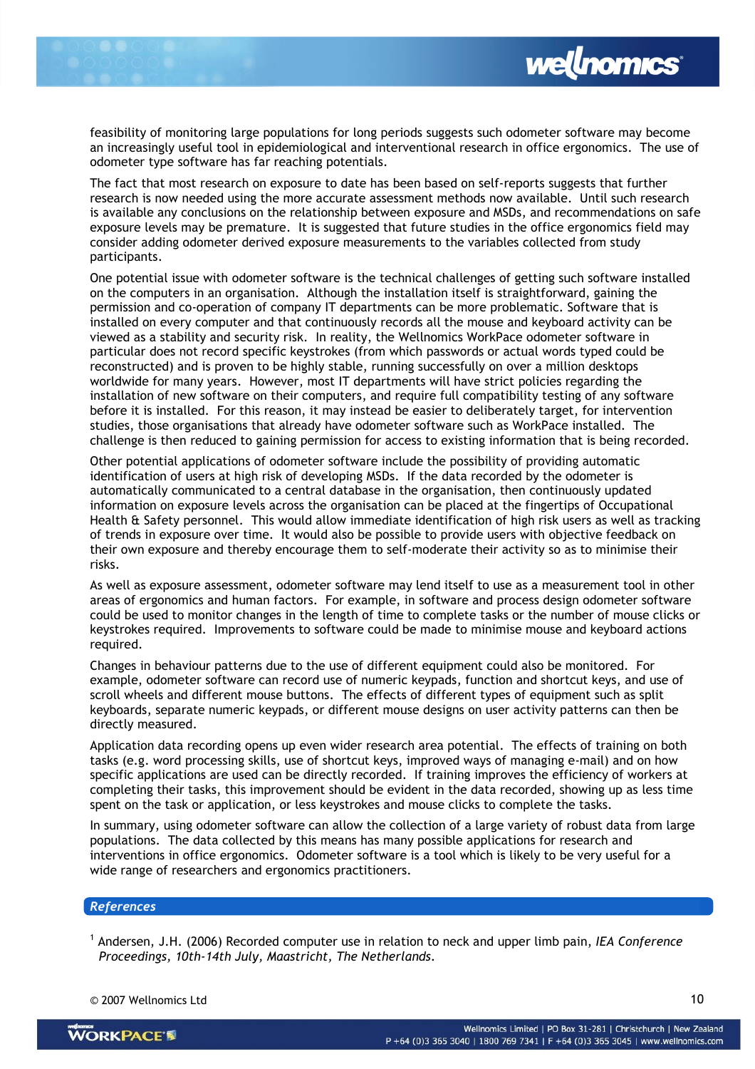feasibility of monitoring large populations for long periods suggests such odometer software may become an increasingly useful tool in epidemiological and interventional research in office ergonomics. The use of odometer type software has far reaching potentials.

The fact that most research on exposure to date has been based on self-reports suggests that further research is now needed using the more accurate assessment methods now available. Until such research is available any conclusions on the relationship between exposure and MSDs, and recommendations on safe exposure levels may be premature. It is suggested that future studies in the office ergonomics field may consider adding odometer derived exposure measurements to the variables collected from study participants.

One potential issue with odometer software is the technical challenges of getting such software installed on the computers in an organisation. Although the installation itself is straightforward, gaining the permission and co-operation of company IT departments can be more problematic. Software that is installed on every computer and that continuously records all the mouse and keyboard activity can be viewed as a stability and security risk. In reality, the Wellnomics WorkPace odometer software in particular does not record specific keystrokes (from which passwords or actual words typed could be reconstructed) and is proven to be highly stable, running successfully on over a million desktops worldwide for many years. However, most IT departments will have strict policies regarding the installation of new software on their computers, and require full compatibility testing of any software before it is installed. For this reason, it may instead be easier to deliberately target, for intervention studies, those organisations that already have odometer software such as WorkPace installed. The challenge is then reduced to gaining permission for access to existing information that is being recorded.

Other potential applications of odometer software include the possibility of providing automatic identification of users at high risk of developing MSDs. If the data recorded by the odometer is automatically communicated to a central database in the organisation, then continuously updated information on exposure levels across the organisation can be placed at the fingertips of Occupational Health & Safety personnel. This would allow immediate identification of high risk users as well as tracking of trends in exposure over time. It would also be possible to provide users with objective feedback on their own exposure and thereby encourage them to self-moderate their activity so as to minimise their risks.

As well as exposure assessment, odometer software may lend itself to use as a measurement tool in other areas of ergonomics and human factors. For example, in software and process design odometer software could be used to monitor changes in the length of time to complete tasks or the number of mouse clicks or keystrokes required. Improvements to software could be made to minimise mouse and keyboard actions required.

Changes in behaviour patterns due to the use of different equipment could also be monitored. For example, odometer software can record use of numeric keypads, function and shortcut keys, and use of scroll wheels and different mouse buttons. The effects of different types of equipment such as split keyboards, separate numeric keypads, or different mouse designs on user activity patterns can then be directly measured.

Application data recording opens up even wider research area potential. The effects of training on both tasks (e.g. word processing skills, use of shortcut keys, improved ways of managing e-mail) and on how specific applications are used can be directly recorded. If training improves the efficiency of workers at completing their tasks, this improvement should be evident in the data recorded, showing up as less time spent on the task or application, or less keystrokes and mouse clicks to complete the tasks.

In summary, using odometer software can allow the collection of a large variety of robust data from large populations. The data collected by this means has many possible applications for research and interventions in office ergonomics. Odometer software is a tool which is likely to be very useful for a wide range of researchers and ergonomics practitioners.

## References

[1] Andersen, J.H. (2006) Recorded computer use in relation to neck and upper limb pain, *IEA Conference Proceedings, 10th-14th July, Maastricht, The Netherlands*.

© 2007 Wellnomics Ltd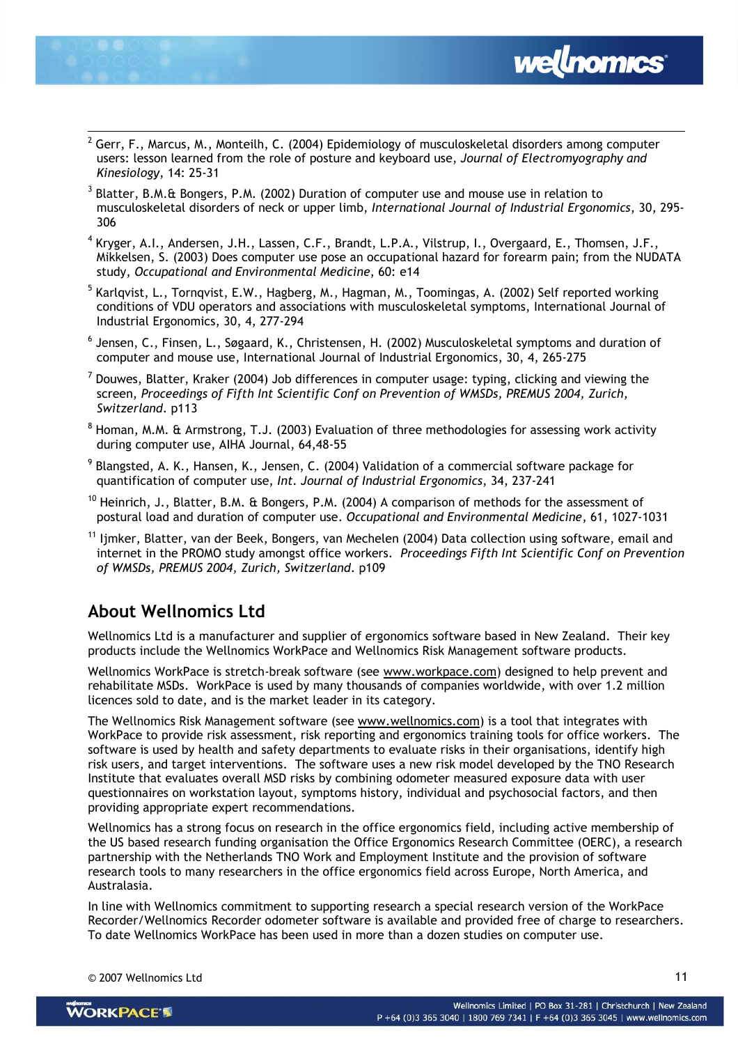[2] Gerr, F., Marcus, M., Monteilh, C. (2004) Epidemiology of musculoskeletal disorders among computer users: lesson learned from the role of posture and keyboard use, *Journal of Electromyography and Kinesiology*, 14: 25-31

[3] Blatter, B.M.& Bongers, P.M. (2002) Duration of computer use and mouse use in relation to musculoskeletal disorders of neck or upper limb, *International Journal of Industrial Ergonomics*, 30, 295-306

[4] Kryger, A.I., Andersen, J.H., Lassen, C.F., Brandt, L.P.A., Vilstrup, I., Overgaard, E., Thomsen, J.F., Mikkelsen, S. (2003) Does computer use pose an occupational hazard for forearm pain; from the NUDATA study, *Occupational and Environmental Medicine*, 60: e14

[5] Karlqvist, L., Tornqvist, E.W., Hagberg, M., Hagman, M., Toomingas, A. (2002) Self reported working conditions of VDU operators and associations with musculoskeletal symptoms, International Journal of Industrial Ergonomics, 30, 4, 277-294

[6] Jensen, C., Finsen, L., Søgaard, K., Christensen, H. (2002) Musculoskeletal symptoms and duration of computer and mouse use, International Journal of Industrial Ergonomics, 30, 4, 265-275

[7] Douwes, Blatter, Kraker (2004) Job differences in computer usage: typing, clicking and viewing the screen, *Proceedings of Fifth Int Scientific Conf on Prevention of WMSDs, PREMUS 2004, Zurich, Switzerland*. p113

[8] Homan, M.M. & Armstrong, T.J. (2003) Evaluation of three methodologies for assessing work activity during computer use, AIHA Journal, 64,48-55

[9] Blangsted, A. K., Hansen, K., Jensen, C. (2004) Validation of a commercial software package for quantification of computer use, *Int. Journal of Industrial Ergonomics*, 34, 237-241

[10] Heinrich, J., Blatter, B.M. & Bongers, P.M. (2004) A comparison of methods for the assessment of postural load and duration of computer use. *Occupational and Environmental Medicine*, 61, 1027-1031

[11] Ijmker, Blatter, van der Beek, Bongers, van Mechelen (2004) Data collection using software, email and internet in the PROMO study amongst office workers. *Proceedings Fifth Int Scientific Conf on Prevention of WMSDs, PREMUS 2004, Zurich, Switzerland*. p109

## About Wellnomics Ltd

Wellnomics Ltd is a manufacturer and supplier of ergonomics software based in New Zealand. Their key products include the Wellnomics WorkPace and Wellnomics Risk Management software products.

Wellnomics WorkPace is stretch-break software (see www.workpace.com) designed to help prevent and rehabilitate MSDs. WorkPace is used by many thousands of companies worldwide, with over 1.2 million licences sold to date, and is the market leader in its category.

The Wellnomics Risk Management software (see www.wellnomics.com) is a tool that integrates with WorkPace to provide risk assessment, risk reporting and ergonomics training tools for office workers. The software is used by health and safety departments to evaluate risks in their organisations, identify high risk users, and target interventions. The software uses a new risk model developed by the TNO Research Institute that evaluates overall MSD risks by combining odometer measured exposure data with user questionnaires on workstation layout, symptoms history, individual and psychosocial factors, and then providing appropriate expert recommendations.

Wellnomics has a strong focus on research in the office ergonomics field, including active membership of the US based research funding organisation the Office Ergonomics Research Committee (OERC), a research partnership with the Netherlands TNO Work and Employment Institute and the provision of software research tools to many researchers in the office ergonomics field across Europe, North America, and Australasia.

In line with Wellnomics commitment to supporting research a special research version of the WorkPace Recorder/Wellnomics Recorder odometer software is available and provided free of charge to researchers. To date Wellnomics WorkPace has been used in more than a dozen studies on computer use.

© 2007 Wellnomics Ltd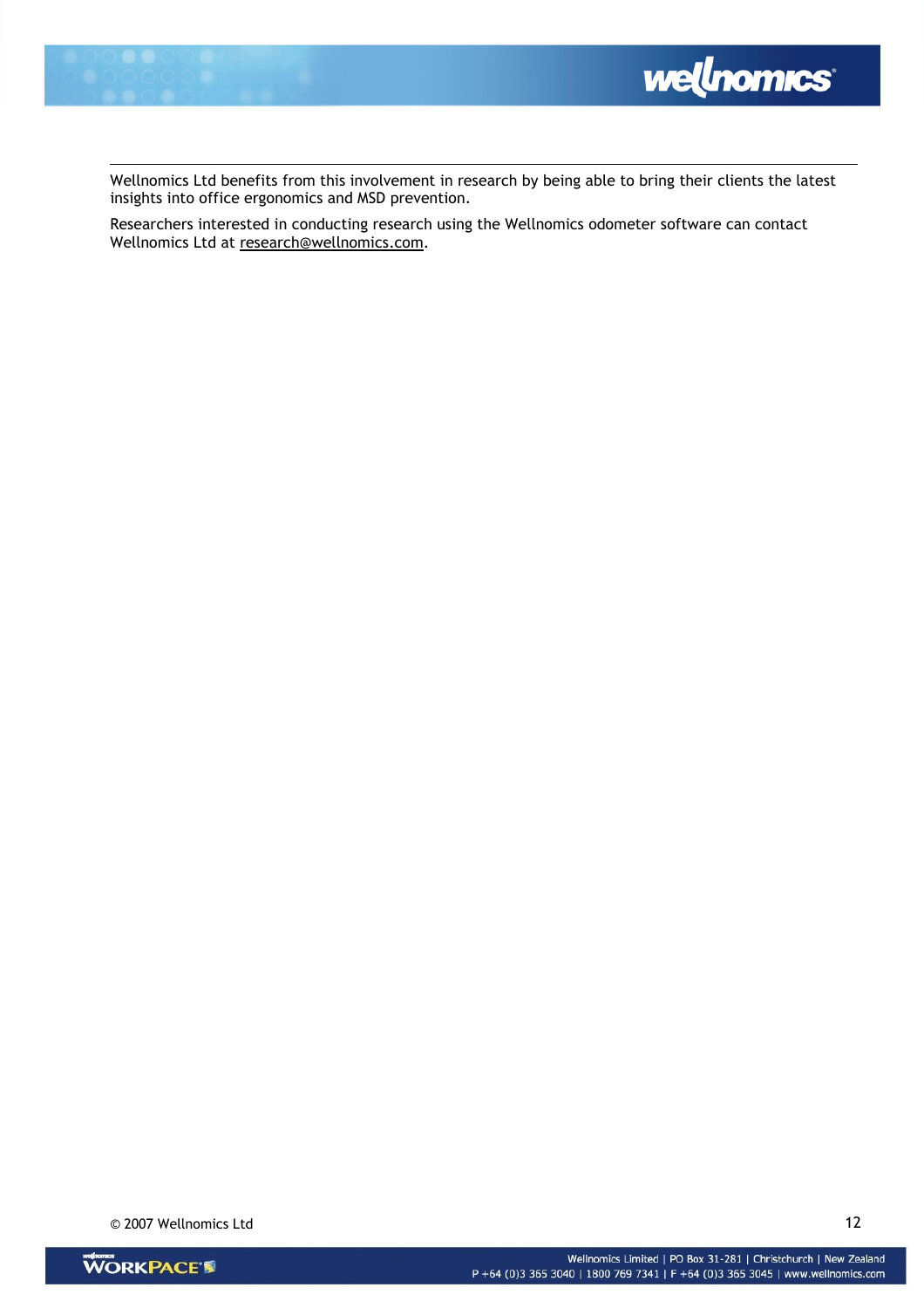Wellnomics Ltd benefits from this involvement in research by being able to bring their clients the latest insights into office ergonomics and MSD prevention.

Researchers interested in conducting research using the Wellnomics odometer software can contact Wellnomics Ltd at research@wellnomics.com.